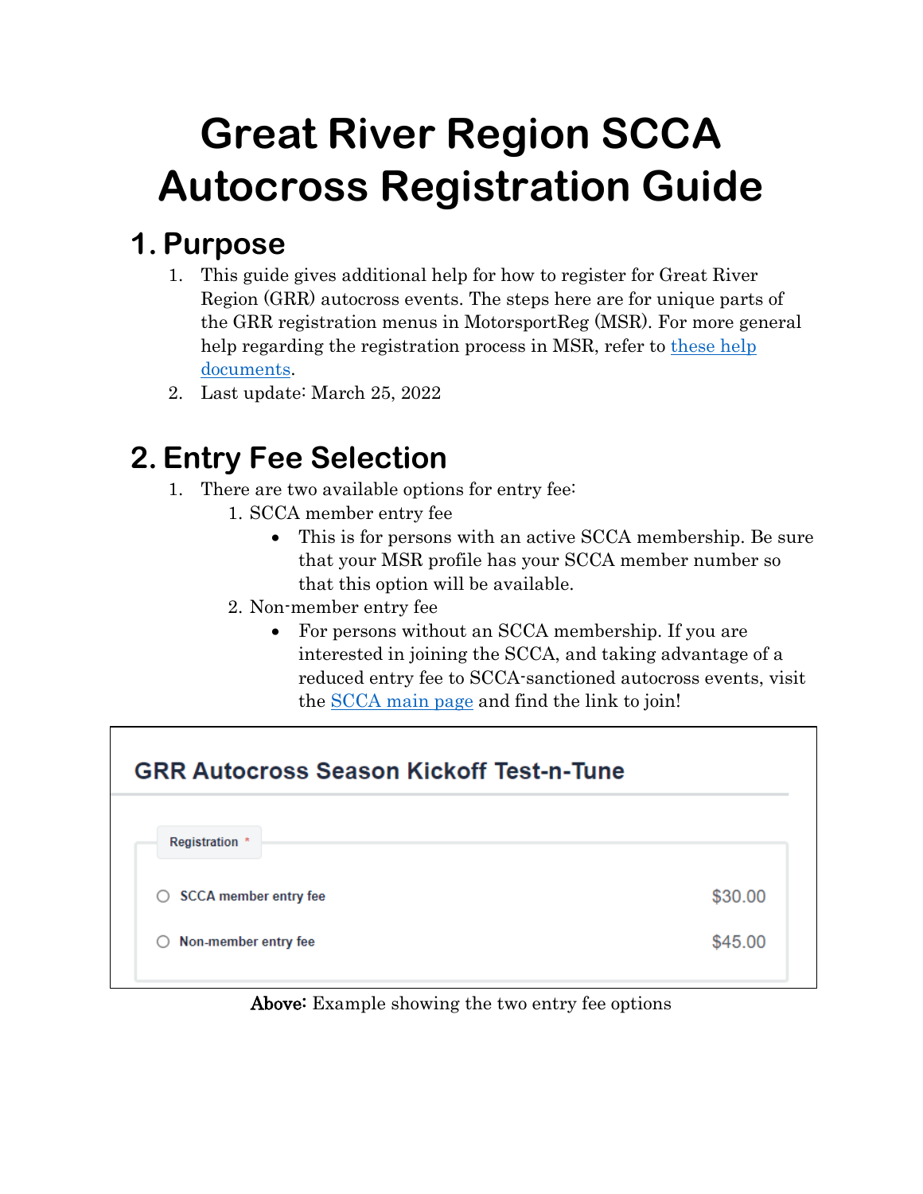# Great River Region SCCA Autocross Registration Guide

## 1. Purpose

1. This guide gives additional help for how to register for Great River Region (GRR) autocross events. The steps here are for unique parts of the GRR registration menus in MotorsportReg (MSR). For more general help regarding the registration process in MSR, refer to these help documents.
2. Last update: March 25, 2022

## 2. Entry Fee Selection

1. There are two available options for entry fee:
   1. SCCA member entry fee
      - This is for persons with an active SCCA membership. Be sure that your MSR profile has your SCCA member number so that this option will be available.
   2. Non-member entry fee
      - For persons without an SCCA membership. If you are interested in joining the SCCA, and taking advantage of a reduced entry fee to SCCA-sanctioned autocross events, visit the SCCA main page and find the link to join!

**GRR Autocross Season Kickoff Test-n-Tune**

Registration *

| Option | Fee |
| --- | --- |
| ○ SCCA member entry fee | $30.00 |
| ○ Non-member entry fee | $45.00 |

**Above:** Example showing the two entry fee options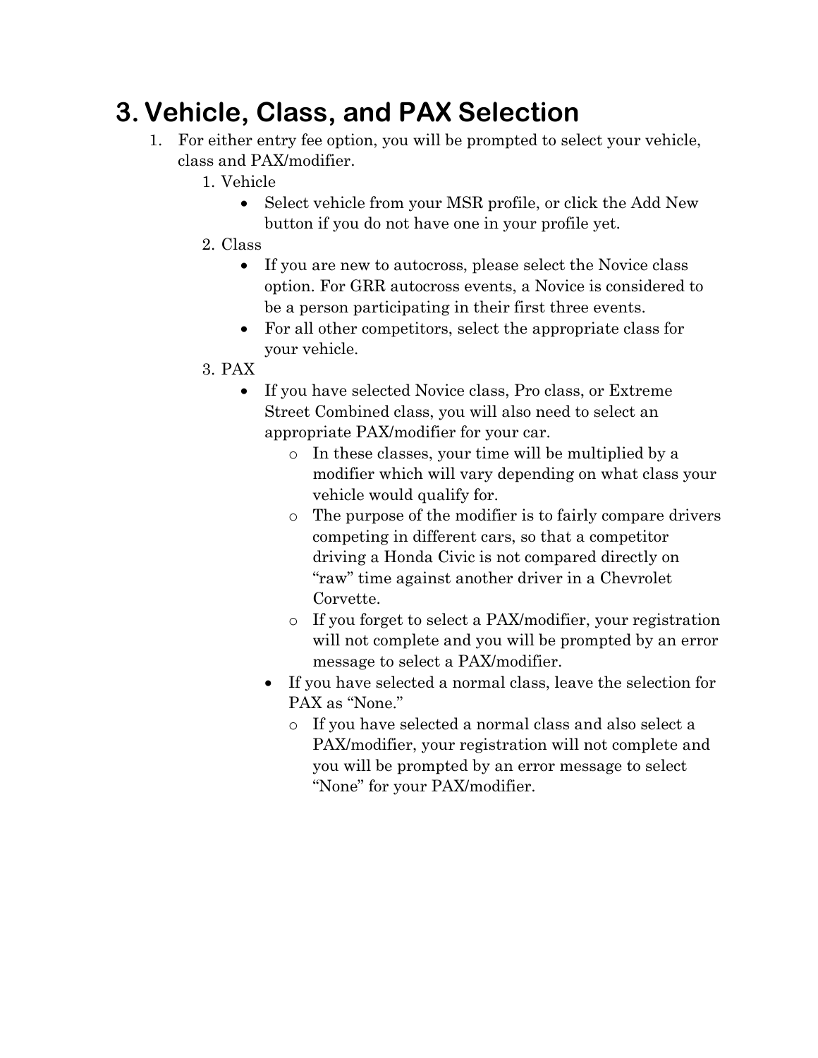# 3. Vehicle, Class, and PAX Selection

1. For either entry fee option, you will be prompted to select your vehicle, class and PAX/modifier.
    1. Vehicle
        - Select vehicle from your MSR profile, or click the Add New button if you do not have one in your profile yet.
    2. Class
        - If you are new to autocross, please select the Novice class option. For GRR autocross events, a Novice is considered to be a person participating in their first three events.
        - For all other competitors, select the appropriate class for your vehicle.
    3. PAX
        - If you have selected Novice class, Pro class, or Extreme Street Combined class, you will also need to select an appropriate PAX/modifier for your car.
            - In these classes, your time will be multiplied by a modifier which will vary depending on what class your vehicle would qualify for.
            - The purpose of the modifier is to fairly compare drivers competing in different cars, so that a competitor driving a Honda Civic is not compared directly on "raw" time against another driver in a Chevrolet Corvette.
            - If you forget to select a PAX/modifier, your registration will not complete and you will be prompted by an error message to select a PAX/modifier.
        - If you have selected a normal class, leave the selection for PAX as "None."
            - If you have selected a normal class and also select a PAX/modifier, your registration will not complete and you will be prompted by an error message to select "None" for your PAX/modifier.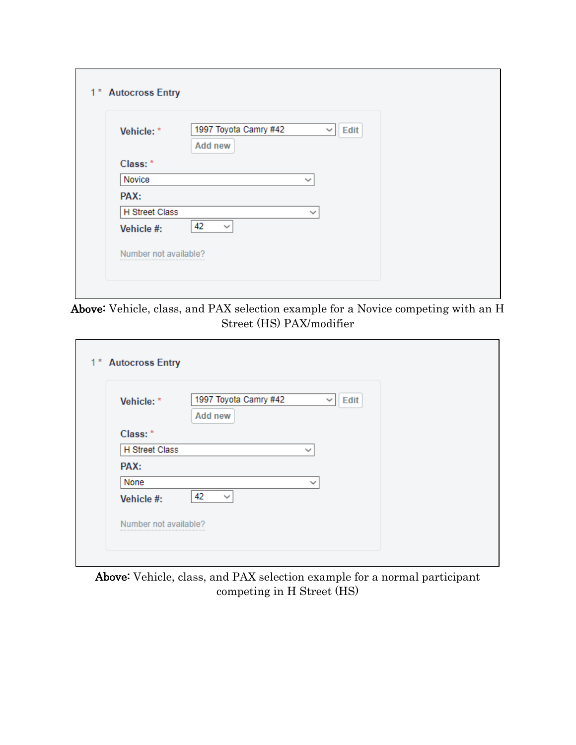1 * **Autocross Entry**

**Vehicle:** * 1997 Toyota Camry #42 [Edit] [Add new]

**Class:** *
Novice

**PAX:**
H Street Class

**Vehicle #:** 42

Number not available?

**Above:** Vehicle, class, and PAX selection example for a Novice competing with an H Street (HS) PAX/modifier

1 * **Autocross Entry**

**Vehicle:** * 1997 Toyota Camry #42 [Edit] [Add new]

**Class:** *
H Street Class

**PAX:**
None

**Vehicle #:** 42

Number not available?

**Above:** Vehicle, class, and PAX selection example for a normal participant competing in H Street (HS)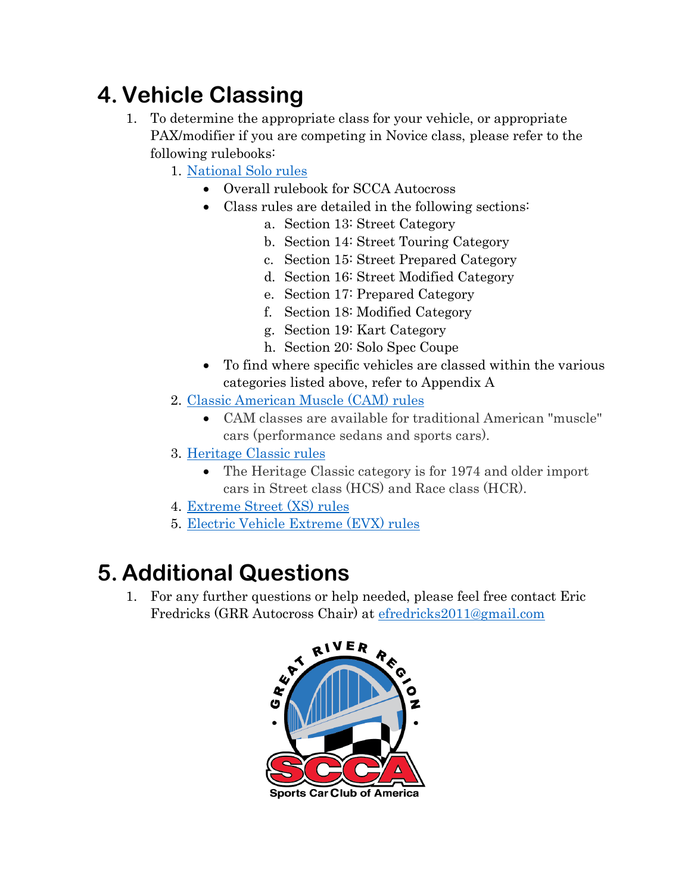# 4. Vehicle Classing

1. To determine the appropriate class for your vehicle, or appropriate PAX/modifier if you are competing in Novice class, please refer to the following rulebooks:
    1. [National Solo rules]()
        - Overall rulebook for SCCA Autocross
        - Class rules are detailed in the following sections:
            a. Section 13: Street Category
            b. Section 14: Street Touring Category
            c. Section 15: Street Prepared Category
            d. Section 16: Street Modified Category
            e. Section 17: Prepared Category
            f. Section 18: Modified Category
            g. Section 19: Kart Category
            h. Section 20: Solo Spec Coupe
        - To find where specific vehicles are classed within the various categories listed above, refer to Appendix A
    2. [Classic American Muscle (CAM) rules]()
        - CAM classes are available for traditional American "muscle" cars (performance sedans and sports cars).
    3. [Heritage Classic rules]()
        - The Heritage Classic category is for 1974 and older import cars in Street class (HCS) and Race class (HCR).
    4. [Extreme Street (XS) rules]()
    5. [Electric Vehicle Extreme (EVX) rules]()

# 5. Additional Questions

1. For any further questions or help needed, please feel free contact Eric Fredricks (GRR Autocross Chair) at efredricks2011@gmail.com